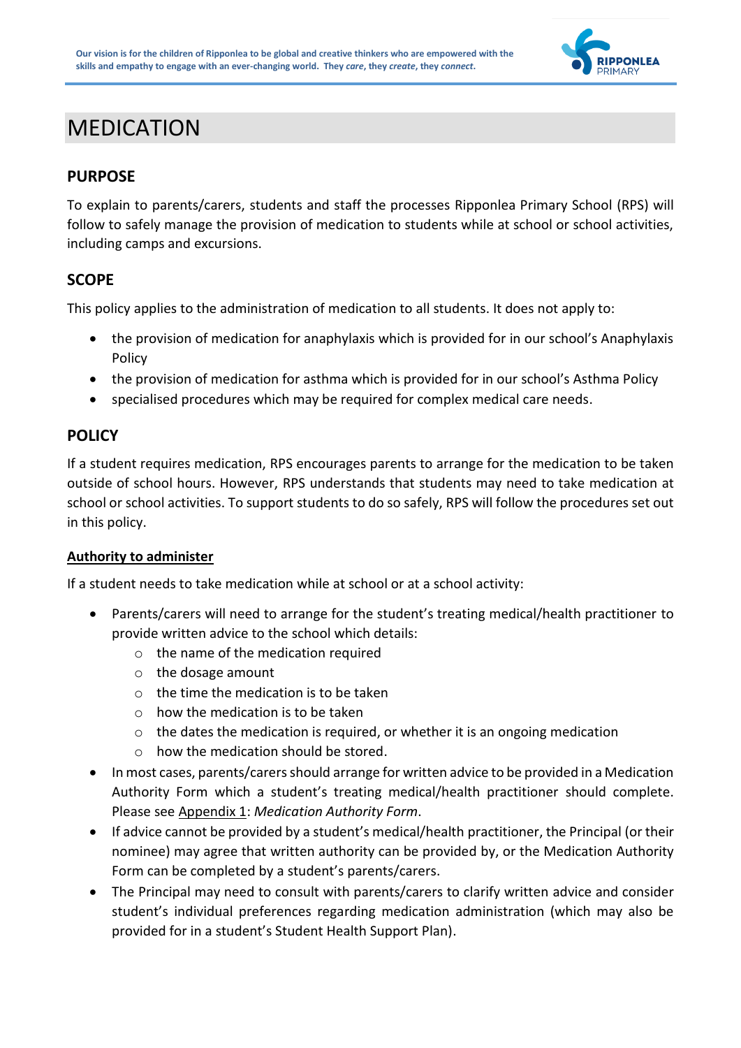# MEDICATION

## PURPOSE

To explain to parents/carers, students and staff the processes Ripponlea Primary School (RPS) will follow to safely manage the provision of medication to students while at school or school activities, including camps and excursions.

## SCOPE

This policy applies to the administration of medication to all students. It does not apply to:

- the provision of medication for anaphylaxis which is provided for in our school's Anaphylaxis Policy
- the provision of medication for asthma which is provided for in our school's Asthma Policy
- specialised procedures which may be required for complex medical care needs.

## POLICY

If a student requires medication, RPS encourages parents to arrange for the medication to be taken outside of school hours. However, RPS understands that students may need to take medication at school or school activities. To support students to do so safely, RPS will follow the procedures set out in this policy.

### Authority to administer

If a student needs to take medication while at school or at a school activity:

- Parents/carers will need to arrange for the student's treating medical/health practitioner to provide written advice to the school which details:
  - the name of the medication required
  - the dosage amount
  - the time the medication is to be taken
  - how the medication is to be taken
  - the dates the medication is required, or whether it is an ongoing medication
  - how the medication should be stored.
- In most cases, parents/carers should arrange for written advice to be provided in a Medication Authority Form which a student's treating medical/health practitioner should complete. Please see Appendix 1: *Medication Authority Form*.
- If advice cannot be provided by a student's medical/health practitioner, the Principal (or their nominee) may agree that written authority can be provided by, or the Medication Authority Form can be completed by a student's parents/carers.
- The Principal may need to consult with parents/carers to clarify written advice and consider student's individual preferences regarding medication administration (which may also be provided for in a student's Student Health Support Plan).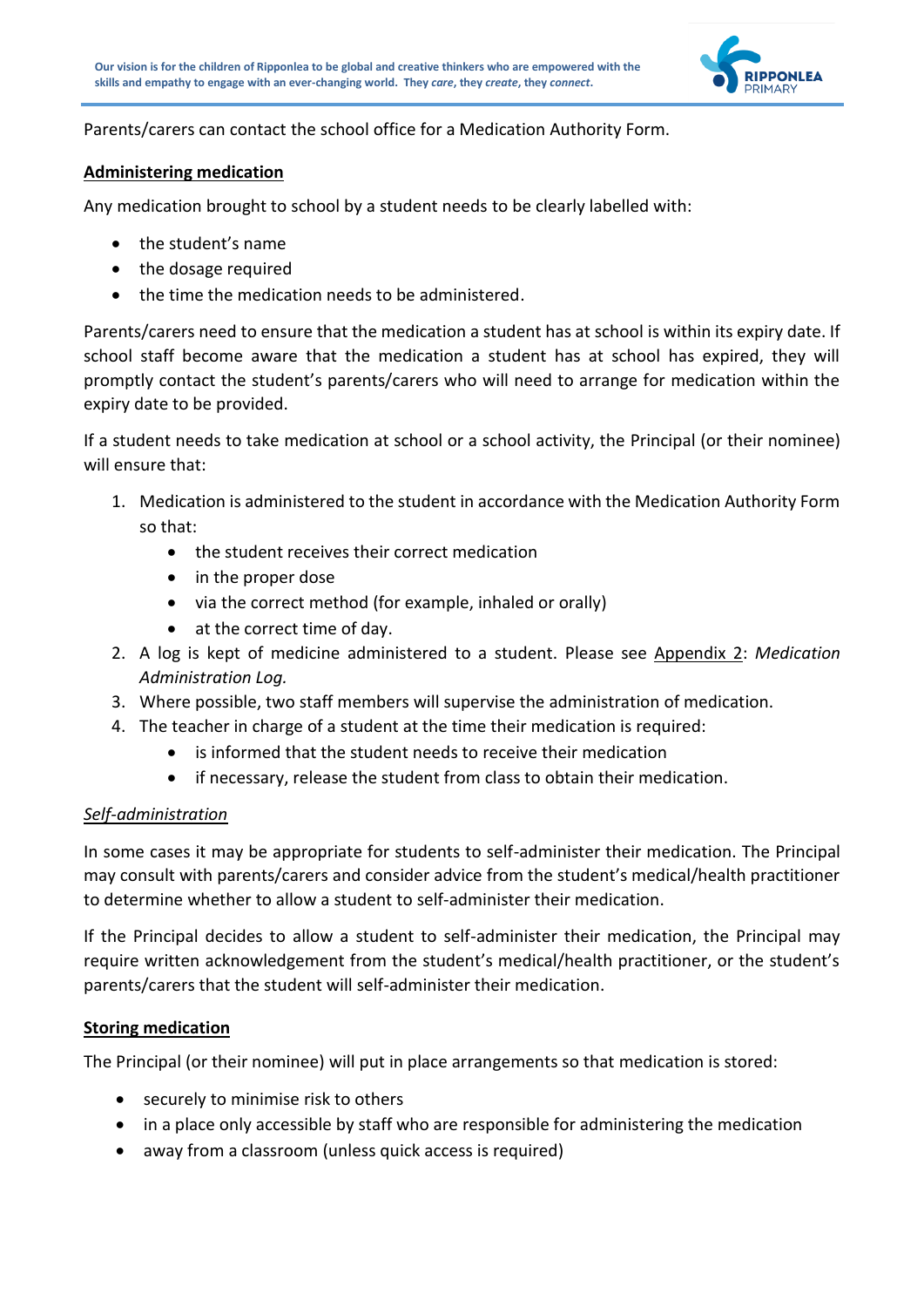Parents/carers can contact the school office for a Medication Authority Form.

## Administering medication

Any medication brought to school by a student needs to be clearly labelled with:

- the student's name
- the dosage required
- the time the medication needs to be administered.

Parents/carers need to ensure that the medication a student has at school is within its expiry date. If school staff become aware that the medication a student has at school has expired, they will promptly contact the student's parents/carers who will need to arrange for medication within the expiry date to be provided.

If a student needs to take medication at school or a school activity, the Principal (or their nominee) will ensure that:

1. Medication is administered to the student in accordance with the Medication Authority Form so that:
   - the student receives their correct medication
   - in the proper dose
   - via the correct method (for example, inhaled or orally)
   - at the correct time of day.
2. A log is kept of medicine administered to a student. Please see Appendix 2: *Medication Administration Log.*
3. Where possible, two staff members will supervise the administration of medication.
4. The teacher in charge of a student at the time their medication is required:
   - is informed that the student needs to receive their medication
   - if necessary, release the student from class to obtain their medication.

### *Self-administration*

In some cases it may be appropriate for students to self-administer their medication. The Principal may consult with parents/carers and consider advice from the student's medical/health practitioner to determine whether to allow a student to self-administer their medication.

If the Principal decides to allow a student to self-administer their medication, the Principal may require written acknowledgement from the student's medical/health practitioner, or the student's parents/carers that the student will self-administer their medication.

## Storing medication

The Principal (or their nominee) will put in place arrangements so that medication is stored:

- securely to minimise risk to others
- in a place only accessible by staff who are responsible for administering the medication
- away from a classroom (unless quick access is required)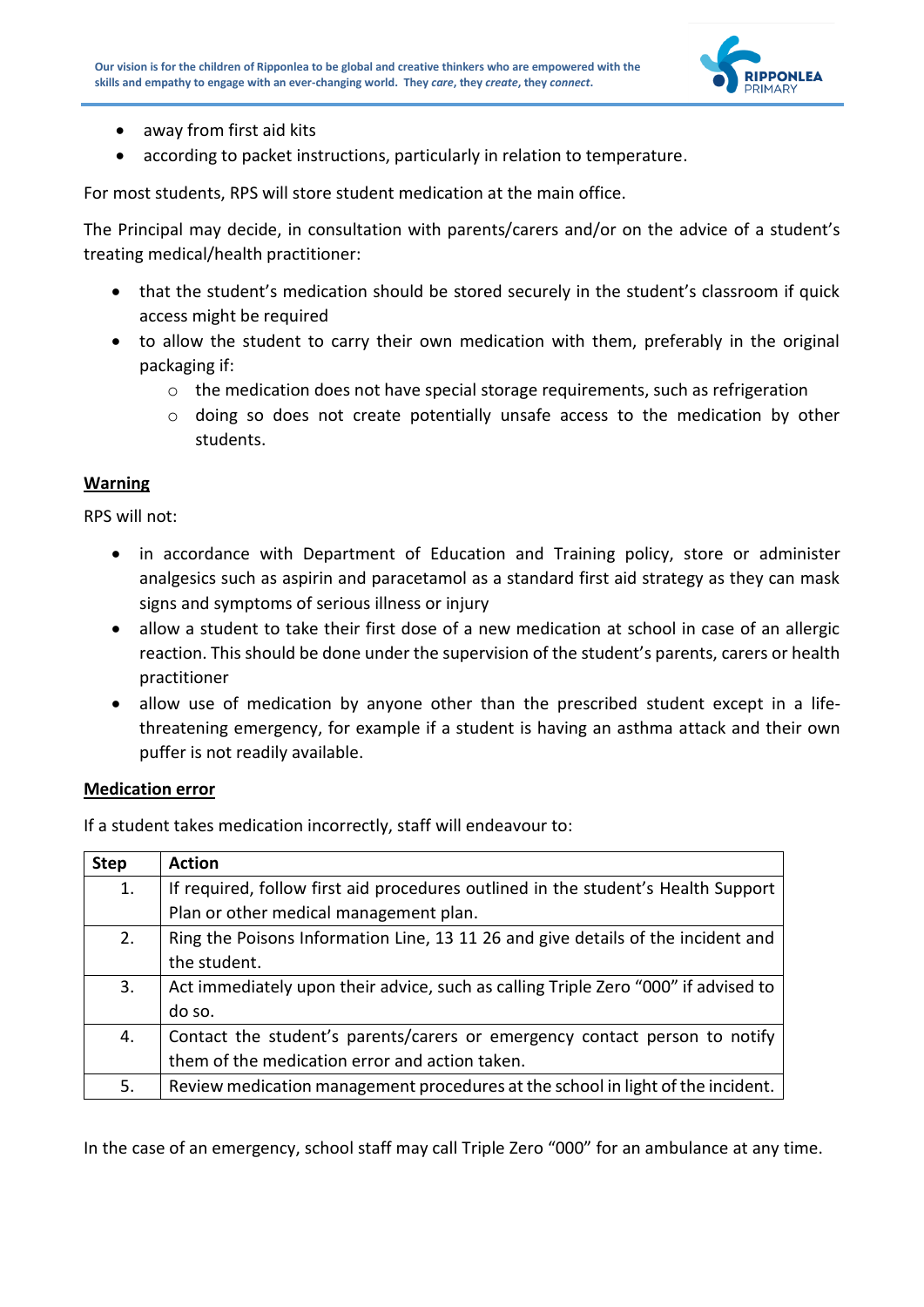- away from first aid kits
- according to packet instructions, particularly in relation to temperature.

For most students, RPS will store student medication at the main office.

The Principal may decide, in consultation with parents/carers and/or on the advice of a student's treating medical/health practitioner:

- that the student's medication should be stored securely in the student's classroom if quick access might be required
- to allow the student to carry their own medication with them, preferably in the original packaging if:
  - the medication does not have special storage requirements, such as refrigeration
  - doing so does not create potentially unsafe access to the medication by other students.

**Warning**

RPS will not:

- in accordance with Department of Education and Training policy, store or administer analgesics such as aspirin and paracetamol as a standard first aid strategy as they can mask signs and symptoms of serious illness or injury
- allow a student to take their first dose of a new medication at school in case of an allergic reaction. This should be done under the supervision of the student's parents, carers or health practitioner
- allow use of medication by anyone other than the prescribed student except in a life-threatening emergency, for example if a student is having an asthma attack and their own puffer is not readily available.

**Medication error**

If a student takes medication incorrectly, staff will endeavour to:

| Step | Action |
|---|---|
| 1. | If required, follow first aid procedures outlined in the student's Health Support Plan or other medical management plan. |
| 2. | Ring the Poisons Information Line, 13 11 26 and give details of the incident and the student. |
| 3. | Act immediately upon their advice, such as calling Triple Zero "000" if advised to do so. |
| 4. | Contact the student's parents/carers or emergency contact person to notify them of the medication error and action taken. |
| 5. | Review medication management procedures at the school in light of the incident. |

In the case of an emergency, school staff may call Triple Zero "000" for an ambulance at any time.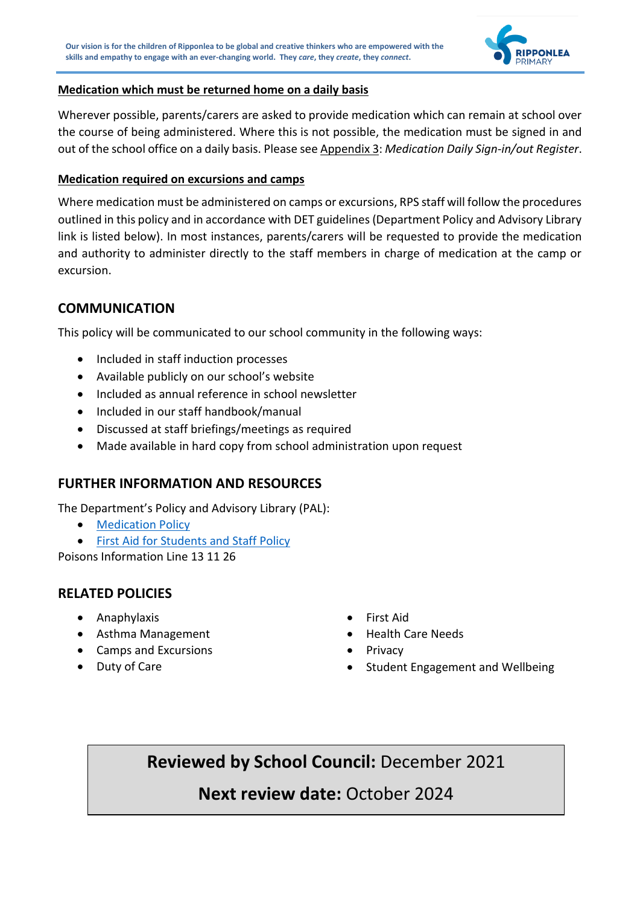**Medication which must be returned home on a daily basis**

Wherever possible, parents/carers are asked to provide medication which can remain at school over the course of being administered. Where this is not possible, the medication must be signed in and out of the school office on a daily basis. Please see Appendix 3: *Medication Daily Sign-in/out Register*.

**Medication required on excursions and camps**

Where medication must be administered on camps or excursions, RPS staff will follow the procedures outlined in this policy and in accordance with DET guidelines (Department Policy and Advisory Library link is listed below). In most instances, parents/carers will be requested to provide the medication and authority to administer directly to the staff members in charge of medication at the camp or excursion.

## COMMUNICATION

This policy will be communicated to our school community in the following ways:

- Included in staff induction processes
- Available publicly on our school's website
- Included as annual reference in school newsletter
- Included in our staff handbook/manual
- Discussed at staff briefings/meetings as required
- Made available in hard copy from school administration upon request

## FURTHER INFORMATION AND RESOURCES

The Department's Policy and Advisory Library (PAL):

- Medication Policy
- First Aid for Students and Staff Policy

Poisons Information Line 13 11 26

## RELATED POLICIES

- Anaphylaxis
- Asthma Management
- Camps and Excursions
- Duty of Care
- First Aid
- Health Care Needs
- Privacy
- Student Engagement and Wellbeing

**Reviewed by School Council:** December 2021

**Next review date:** October 2024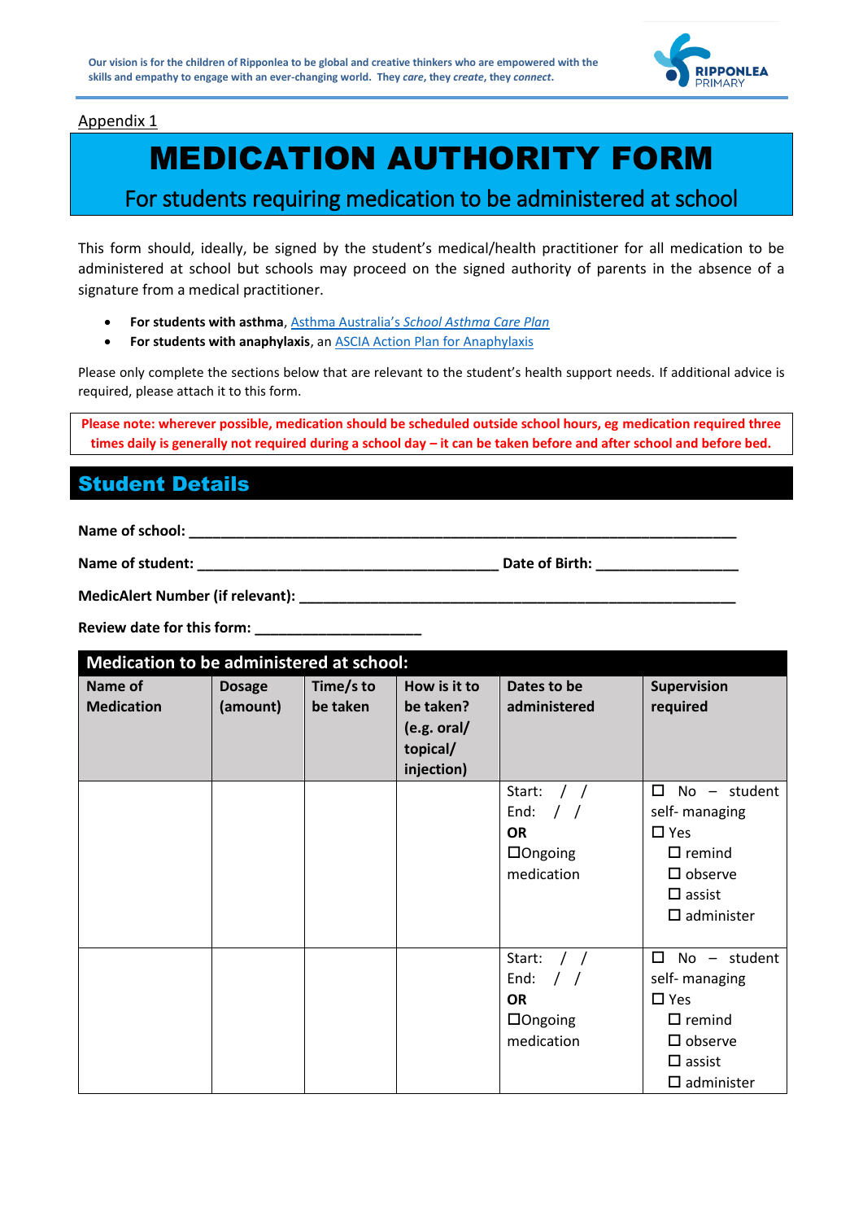Our vision is for the children of Ripponlea to be global and creative thinkers who are empowered with the skills and empathy to engage with an ever-changing world. They *care*, they *create*, they *connect*.

Appendix 1

# MEDICATION AUTHORITY FORM

## For students requiring medication to be administered at school

This form should, ideally, be signed by the student's medical/health practitioner for all medication to be administered at school but schools may proceed on the signed authority of parents in the absence of a signature from a medical practitioner.

- **For students with asthma**, Asthma Australia's *School Asthma Care Plan*
- **For students with anaphylaxis**, an ASCIA Action Plan for Anaphylaxis

Please only complete the sections below that are relevant to the student's health support needs. If additional advice is required, please attach it to this form.

**Please note: wherever possible, medication should be scheduled outside school hours, eg medication required three times daily is generally not required during a school day – it can be taken before and after school and before bed.**

## Student Details

**Name of school:** ___________________________________________________________________________

**Name of student:** ________________________________________ **Date of Birth:** __________________

**MedicAlert Number (if relevant):** __________________________________________________________

**Review date for this form:** ______________________

| Medication to be administered at school: | | | | | |
|---|---|---|---|---|---|
| **Name of Medication** | **Dosage (amount)** | **Time/s to be taken** | **How is it to be taken? (e.g. oral/ topical/ injection)** | **Dates to be administered** | **Supervision required** |
| | | | | Start: / / <br> End: / / <br> **OR** <br> ☐Ongoing medication | ☐ No – student self- managing <br> ☐ Yes <br> ☐ remind <br> ☐ observe <br> ☐ assist <br> ☐ administer |
| | | | | Start: / / <br> End: / / <br> **OR** <br> ☐Ongoing medication | ☐ No – student self- managing <br> ☐ Yes <br> ☐ remind <br> ☐ observe <br> ☐ assist <br> ☐ administer |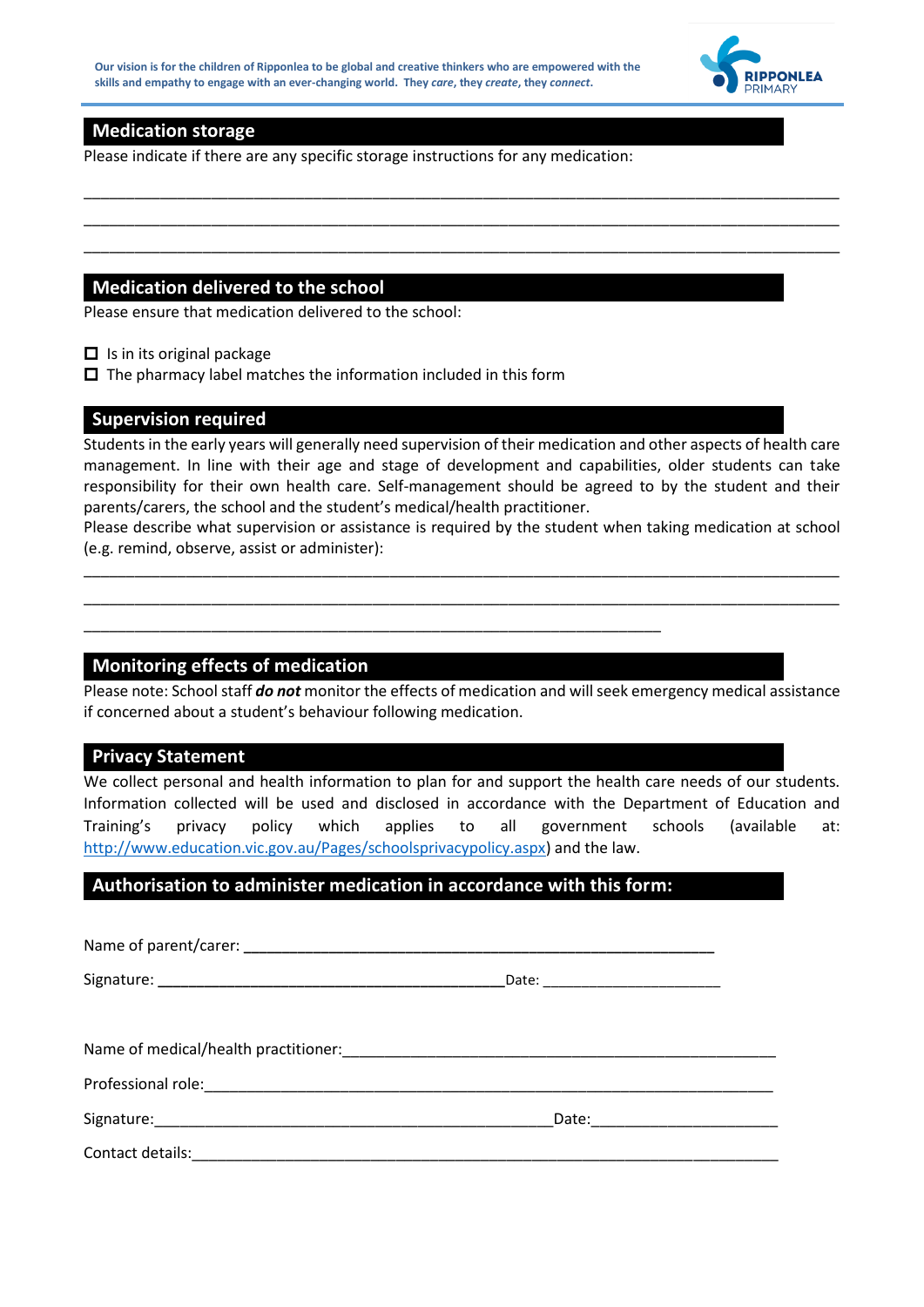## Medication storage

Please indicate if there are any specific storage instructions for any medication:

______________________________________________________________________________

______________________________________________________________________________

______________________________________________________________________________

## Medication delivered to the school

Please ensure that medication delivered to the school:

- ☐ Is in its original package
- ☐ The pharmacy label matches the information included in this form

## Supervision required

Students in the early years will generally need supervision of their medication and other aspects of health care management. In line with their age and stage of development and capabilities, older students can take responsibility for their own health care. Self-management should be agreed to by the student and their parents/carers, the school and the student's medical/health practitioner.

Please describe what supervision or assistance is required by the student when taking medication at school (e.g. remind, observe, assist or administer):

______________________________________________________________________________

______________________________________________________________________________

____________________________________________________________

## Monitoring effects of medication

Please note: School staff ***do not*** monitor the effects of medication and will seek emergency medical assistance if concerned about a student's behaviour following medication.

## Privacy Statement

We collect personal and health information to plan for and support the health care needs of our students. Information collected will be used and disclosed in accordance with the Department of Education and Training's privacy policy which applies to all government schools (available at: http://www.education.vic.gov.au/Pages/schoolsprivacypolicy.aspx) and the law.

## Authorisation to administer medication in accordance with this form:

Name of parent/carer: ________________________________________________

Signature: _______________________________________ Date: ____________________

Name of medical/health practitioner: ________________________________________________

Professional role: ____________________________________________________________

Signature: _______________________________________________ Date: ____________________

Contact details: ______________________________________________________________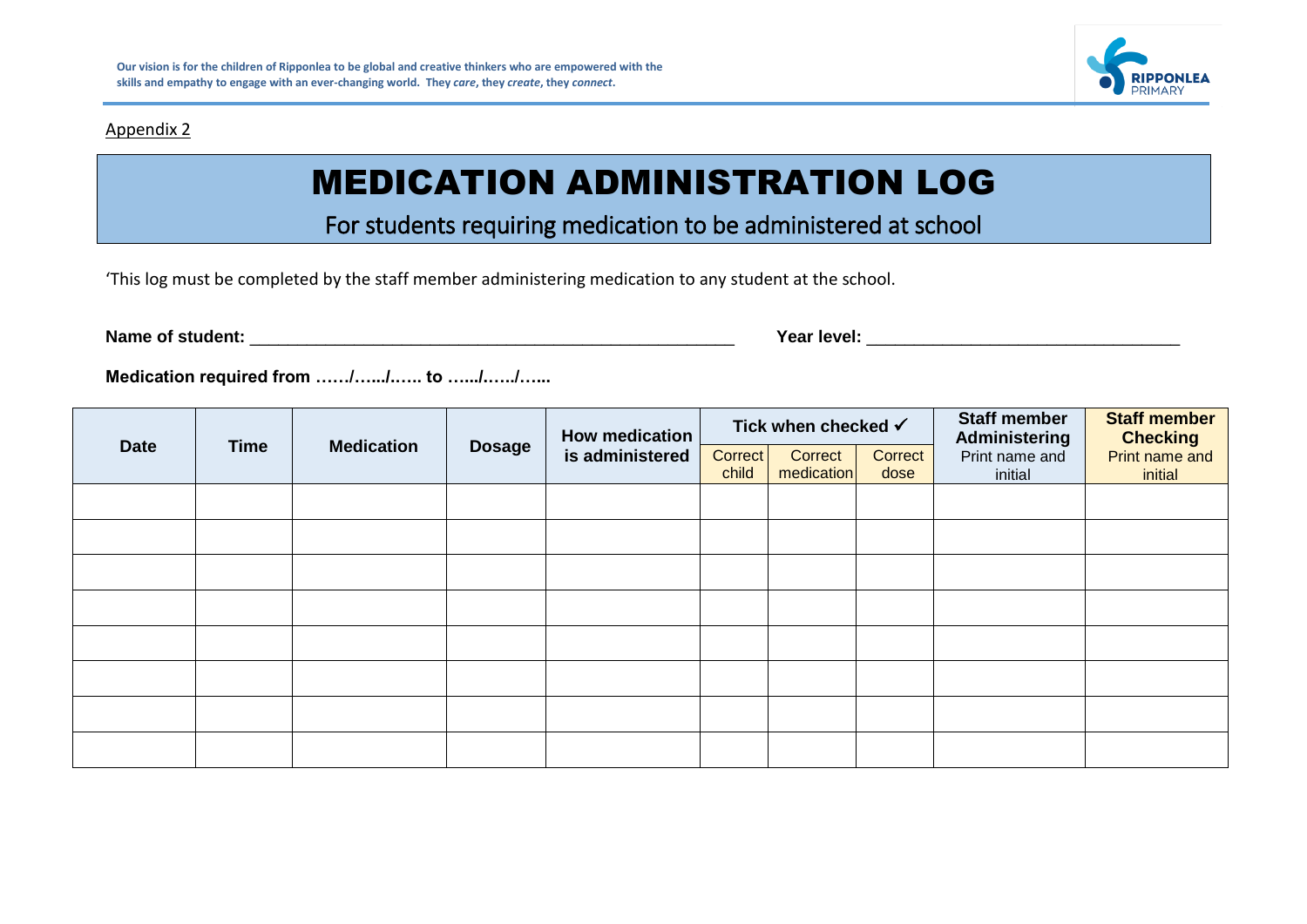Appendix 2

# MEDICATION ADMINISTRATION LOG

## For students requiring medication to be administered at school

'This log must be completed by the staff member administering medication to any student at the school.

**Name of student:** _______________________________________________ **Year level:** ______________________________

**Medication required from ……/…../…… to …../……/…..**

| Date | Time | Medication | Dosage | How medication is administered | Tick when checked ✓ | | | Staff member Administering | Staff member Checking |
|---|---|---|---|---|---|---|---|---|---|
| | | | | | Correct child | Correct medication | Correct dose | Print name and initial | Print name and initial |
| | | | | | | | | | |
| | | | | | | | | | |
| | | | | | | | | | |
| | | | | | | | | | |
| | | | | | | | | | |
| | | | | | | | | | |
| | | | | | | | | | |
| | | | | | | | | | |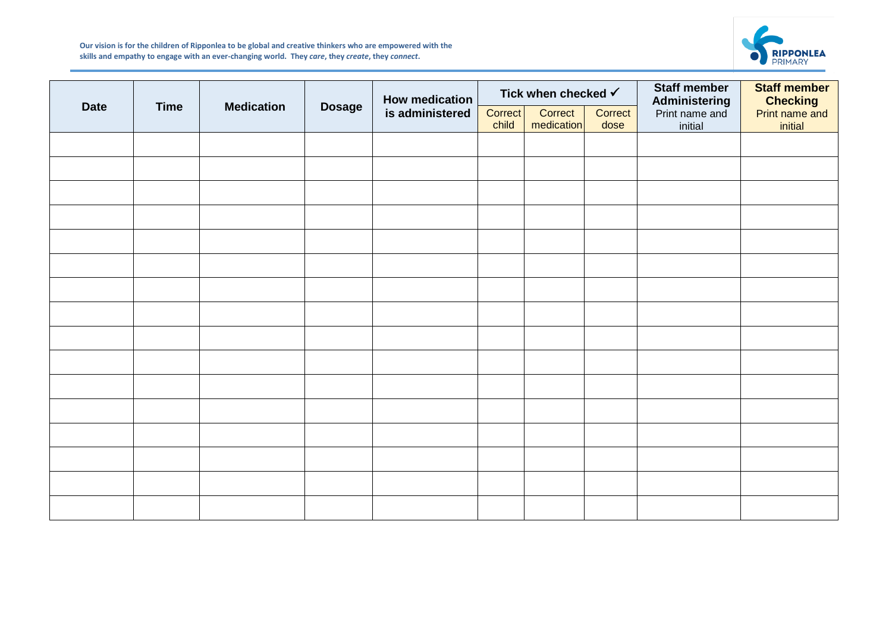**Our vision is for the children of Ripponlea to be global and creative thinkers who are empowered with the skills and empathy to engage with an ever-changing world. They *care*, they *create*, they *connect*.**

RIPPONLEA PRIMARY

| Date | Time | Medication | Dosage | How medication is administered | Tick when checked ✓ | | | Staff member Administering | Staff member Checking |
|---|---|---|---|---|---|---|---|---|---|
| | | | | | Correct child | Correct medication | Correct dose | Print name and initial | Print name and initial |
| | | | | | | | | | |
| | | | | | | | | | |
| | | | | | | | | | |
| | | | | | | | | | |
| | | | | | | | | | |
| | | | | | | | | | |
| | | | | | | | | | |
| | | | | | | | | | |
| | | | | | | | | | |
| | | | | | | | | | |
| | | | | | | | | | |
| | | | | | | | | | |
| | | | | | | | | | |
| | | | | | | | | | |
| | | | | | | | | | |
| | | | | | | | | | |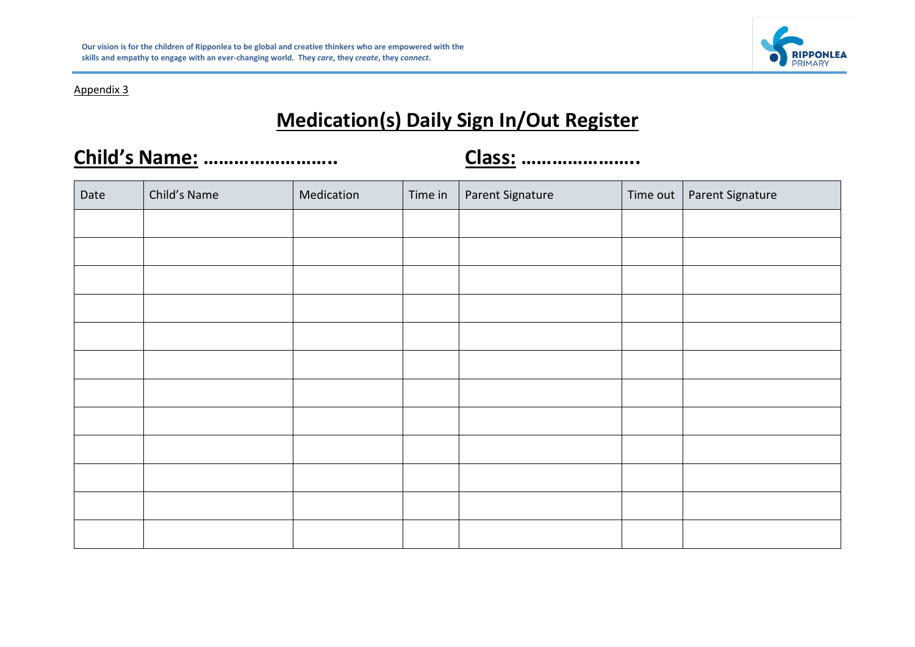Appendix 3

# Medication(s) Daily Sign In/Out Register

## Child's Name: ……………………..                Class: …………………..

| Date | Child's Name | Medication | Time in | Parent Signature | Time out | Parent Signature |
|---|---|---|---|---|---|---|
| | | | | | | |
| | | | | | | |
| | | | | | | |
| | | | | | | |
| | | | | | | |
| | | | | | | |
| | | | | | | |
| | | | | | | |
| | | | | | | |
| | | | | | | |
| | | | | | | |
| | | | | | | |